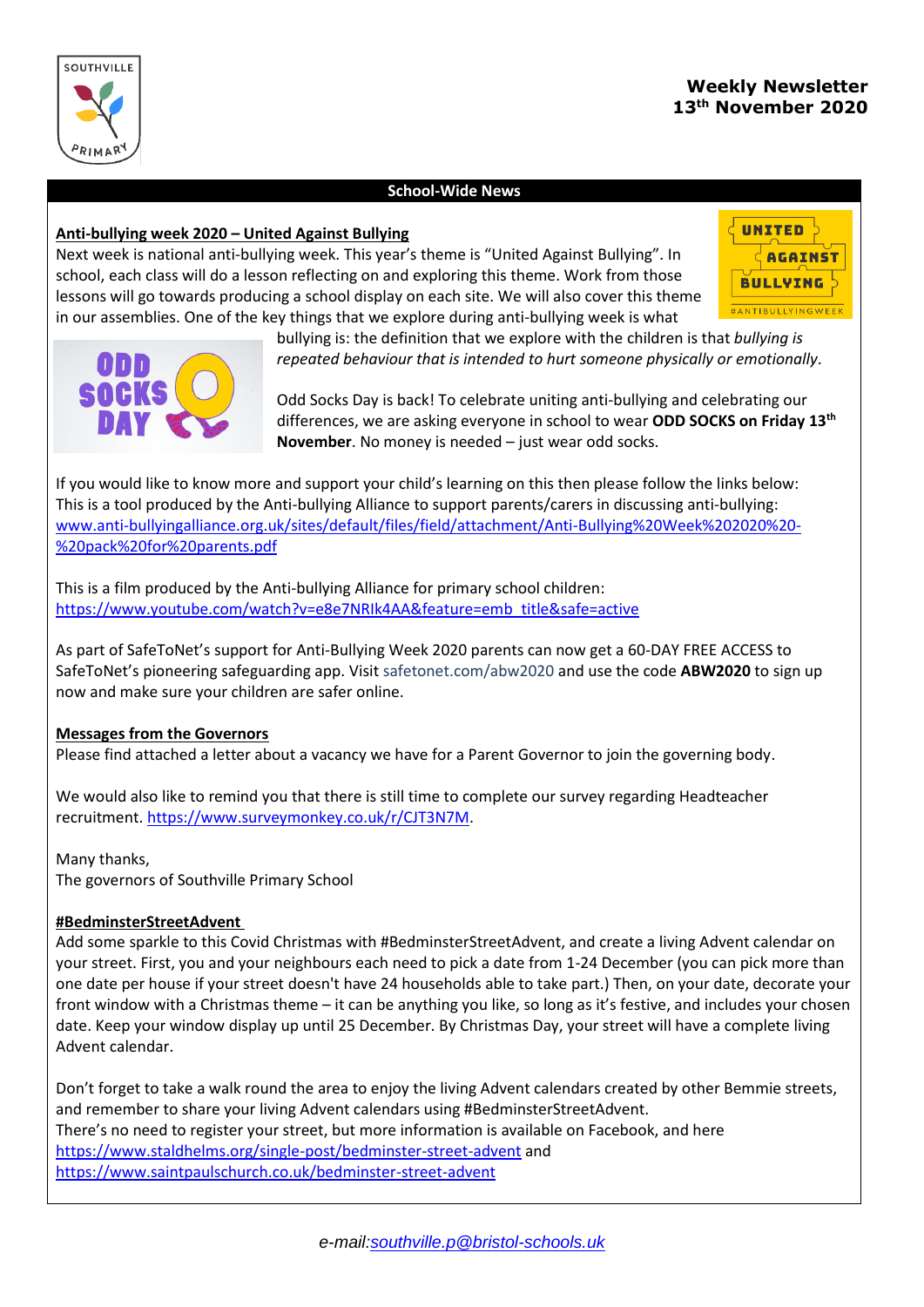**Weekly Newsletter**
**13th November 2020**

## School-Wide News

### Anti-bullying week 2020 – United Against Bullying

Next week is national anti-bullying week. This year's theme is "United Against Bullying". In school, each class will do a lesson reflecting on and exploring this theme. Work from those lessons will go towards producing a school display on each site. We will also cover this theme in our assemblies. One of the key things that we explore during anti-bullying week is what bullying is: the definition that we explore with the children is that *bullying is repeated behaviour that is intended to hurt someone physically or emotionally*.

Odd Socks Day is back! To celebrate uniting anti-bullying and celebrating our differences, we are asking everyone in school to wear **ODD SOCKS on Friday 13th November**. No money is needed – just wear odd socks.

If you would like to know more and support your child's learning on this then please follow the links below:
This is a tool produced by the Anti-bullying Alliance to support parents/carers in discussing anti-bullying:
www.anti-bullyingalliance.org.uk/sites/default/files/field/attachment/Anti-Bullying%20Week%202020%20-%20pack%20for%20parents.pdf

This is a film produced by the Anti-bullying Alliance for primary school children:
https://www.youtube.com/watch?v=e8e7NRIk4AA&feature=emb_title&safe=active

As part of SafeToNet's support for Anti-Bullying Week 2020 parents can now get a 60-DAY FREE ACCESS to SafeToNet's pioneering safeguarding app. Visit safetonet.com/abw2020 and use the code **ABW2020** to sign up now and make sure your children are safer online.

### Messages from the Governors

Please find attached a letter about a vacancy we have for a Parent Governor to join the governing body.

We would also like to remind you that there is still time to complete our survey regarding Headteacher recruitment. https://www.surveymonkey.co.uk/r/CJT3N7M.

Many thanks,
The governors of Southville Primary School

### #BedminsterStreetAdvent

Add some sparkle to this Covid Christmas with #BedminsterStreetAdvent, and create a living Advent calendar on your street. First, you and your neighbours each need to pick a date from 1-24 December (you can pick more than one date per house if your street doesn't have 24 households able to take part.) Then, on your date, decorate your front window with a Christmas theme – it can be anything you like, so long as it's festive, and includes your chosen date. Keep your window display up until 25 December. By Christmas Day, your street will have a complete living Advent calendar.

Don't forget to take a walk round the area to enjoy the living Advent calendars created by other Bemmie streets, and remember to share your living Advent calendars using #BedminsterStreetAdvent.
There's no need to register your street, but more information is available on Facebook, and here
https://www.staldhelms.org/single-post/bedminster-street-advent and
https://www.saintpaulschurch.co.uk/bedminster-street-advent

*e-mail: southville.p@bristol-schools.uk*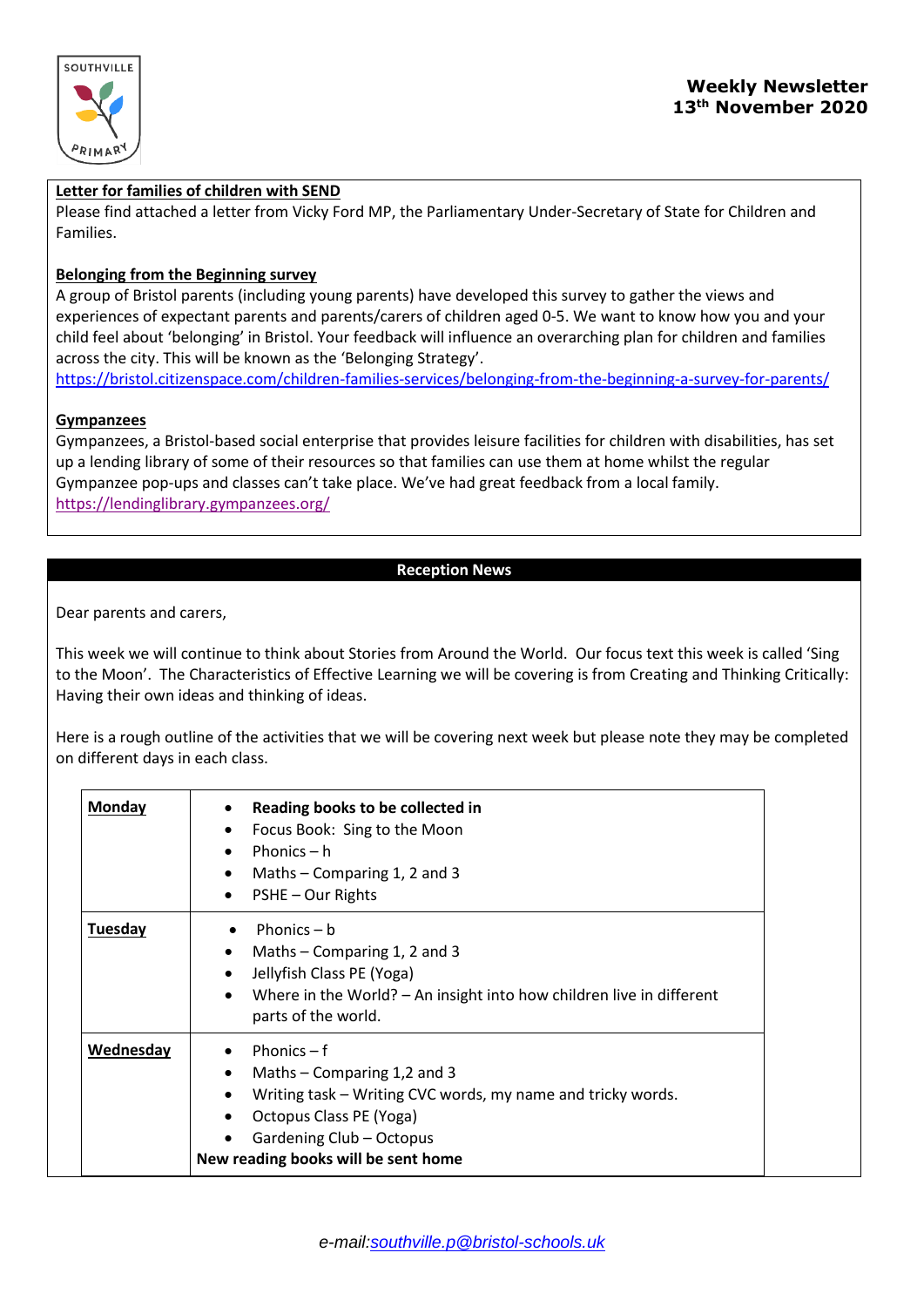**Weekly Newsletter**
**13th November 2020**

**Letter for families of children with SEND**

Please find attached a letter from Vicky Ford MP, the Parliamentary Under-Secretary of State for Children and Families.

**Belonging from the Beginning survey**

A group of Bristol parents (including young parents) have developed this survey to gather the views and experiences of expectant parents and parents/carers of children aged 0-5. We want to know how you and your child feel about 'belonging' in Bristol. Your feedback will influence an overarching plan for children and families across the city. This will be known as the 'Belonging Strategy'.
https://bristol.citizenspace.com/children-families-services/belonging-from-the-beginning-a-survey-for-parents/

**Gympanzees**

Gympanzees, a Bristol-based social enterprise that provides leisure facilities for children with disabilities, has set up a lending library of some of their resources so that families can use them at home whilst the regular Gympanzee pop-ups and classes can't take place. We've had great feedback from a local family.
https://lendinglibrary.gympanzees.org/

## Reception News

Dear parents and carers,

This week we will continue to think about Stories from Around the World. Our focus text this week is called 'Sing to the Moon'. The Characteristics of Effective Learning we will be covering is from Creating and Thinking Critically: Having their own ideas and thinking of ideas.

Here is a rough outline of the activities that we will be covering next week but please note they may be completed on different days in each class.

| Day | Activities |
|---|---|
| **Monday** | • **Reading books to be collected in**<br>• Focus Book: Sing to the Moon<br>• Phonics – h<br>• Maths – Comparing 1, 2 and 3<br>• PSHE – Our Rights |
| **Tuesday** | • Phonics – b<br>• Maths – Comparing 1, 2 and 3<br>• Jellyfish Class PE (Yoga)<br>• Where in the World? – An insight into how children live in different parts of the world. |
| **Wednesday** | • Phonics – f<br>• Maths – Comparing 1,2 and 3<br>• Writing task – Writing CVC words, my name and tricky words.<br>• Octopus Class PE (Yoga)<br>• Gardening Club – Octopus<br>**New reading books will be sent home** |

*e-mail:southville.p@bristol-schools.uk*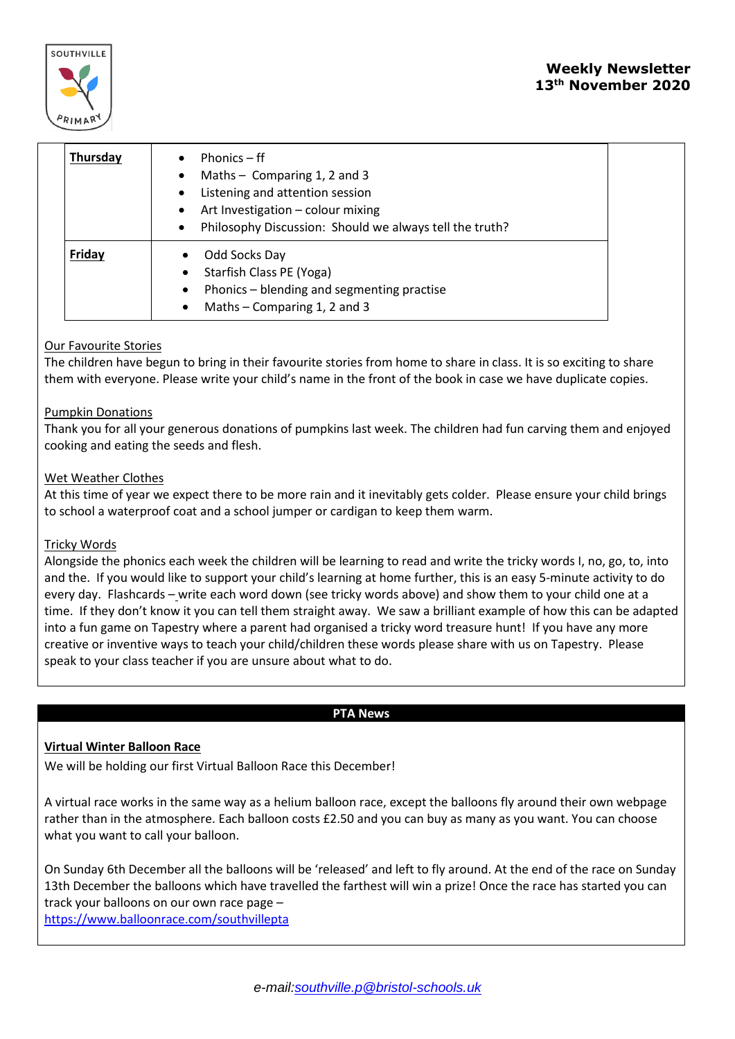**Weekly Newsletter**
**13th November 2020**

| | |
|---|---|
| **Thursday** | • Phonics – ff<br>• Maths – Comparing 1, 2 and 3<br>• Listening and attention session<br>• Art Investigation – colour mixing<br>• Philosophy Discussion: Should we always tell the truth? |
| **Friday** | • Odd Socks Day<br>• Starfish Class PE (Yoga)<br>• Phonics – blending and segmenting practise<br>• Maths – Comparing 1, 2 and 3 |

Our Favourite Stories

The children have begun to bring in their favourite stories from home to share in class. It is so exciting to share them with everyone. Please write your child's name in the front of the book in case we have duplicate copies.

Pumpkin Donations

Thank you for all your generous donations of pumpkins last week. The children had fun carving them and enjoyed cooking and eating the seeds and flesh.

Wet Weather Clothes

At this time of year we expect there to be more rain and it inevitably gets colder. Please ensure your child brings to school a waterproof coat and a school jumper or cardigan to keep them warm.

Tricky Words

Alongside the phonics each week the children will be learning to read and write the tricky words I, no, go, to, into and the. If you would like to support your child's learning at home further, this is an easy 5-minute activity to do every day. Flashcards – write each word down (see tricky words above) and show them to your child one at a time. If they don't know it you can tell them straight away. We saw a brilliant example of how this can be adapted into a fun game on Tapestry where a parent had organised a tricky word treasure hunt! If you have any more creative or inventive ways to teach your child/children these words please share with us on Tapestry. Please speak to your class teacher if you are unsure about what to do.

## PTA News

**Virtual Winter Balloon Race**

We will be holding our first Virtual Balloon Race this December!

A virtual race works in the same way as a helium balloon race, except the balloons fly around their own webpage rather than in the atmosphere. Each balloon costs £2.50 and you can buy as many as you want. You can choose what you want to call your balloon.

On Sunday 6th December all the balloons will be 'released' and left to fly around. At the end of the race on Sunday 13th December the balloons which have travelled the farthest will win a prize! Once the race has started you can track your balloons on our own race page –
https://www.balloonrace.com/southvillepta

*e-mail:southville.p@bristol-schools.uk*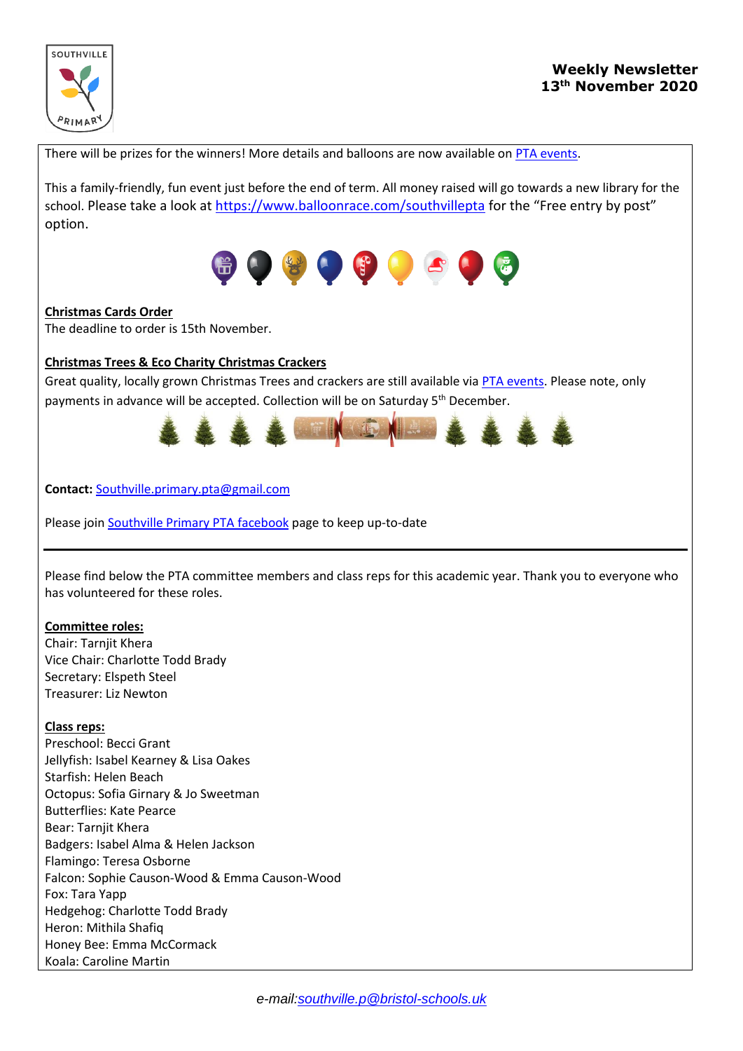There will be prizes for the winners! More details and balloons are now available on [PTA events](PTA events).

This a family-friendly, fun event just before the end of term. All money raised will go towards a new library for the school. Please take a look at https://www.balloonrace.com/southvillepta for the "Free entry by post" option.

**Christmas Cards Order**

The deadline to order is 15th November.

**Christmas Trees & Eco Charity Christmas Crackers**

Great quality, locally grown Christmas Trees and crackers are still available via PTA events. Please note, only payments in advance will be accepted. Collection will be on Saturday 5th December.

**Contact:** Southville.primary.pta@gmail.com

Please join Southville Primary PTA facebook page to keep up-to-date

---

Please find below the PTA committee members and class reps for this academic year. Thank you to everyone who has volunteered for these roles.

**Committee roles:**

Chair: Tarnjit Khera
Vice Chair: Charlotte Todd Brady
Secretary: Elspeth Steel
Treasurer: Liz Newton

**Class reps:**

Preschool: Becci Grant
Jellyfish: Isabel Kearney & Lisa Oakes
Starfish: Helen Beach
Octopus: Sofia Girnary & Jo Sweetman
Butterflies: Kate Pearce
Bear: Tarnjit Khera
Badgers: Isabel Alma & Helen Jackson
Flamingo: Teresa Osborne
Falcon: Sophie Causon-Wood & Emma Causon-Wood
Fox: Tara Yapp
Hedgehog: Charlotte Todd Brady
Heron: Mithila Shafiq
Honey Bee: Emma McCormack
Koala: Caroline Martin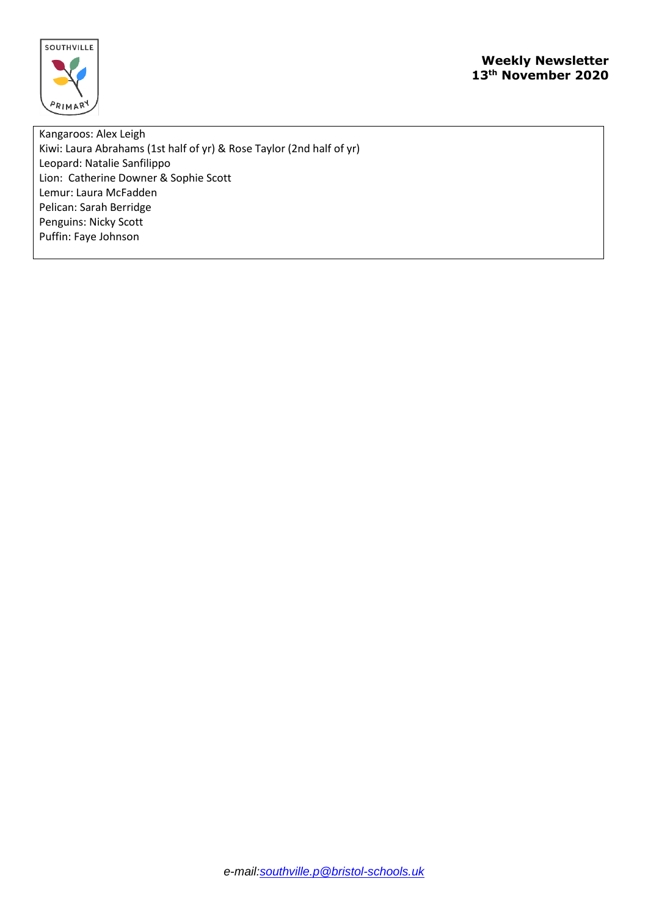Kangaroos: Alex Leigh
Kiwi: Laura Abrahams (1st half of yr) & Rose Taylor (2nd half of yr)
Leopard: Natalie Sanfilippo
Lion: Catherine Downer & Sophie Scott
Lemur: Laura McFadden
Pelican: Sarah Berridge
Penguins: Nicky Scott
Puffin: Faye Johnson